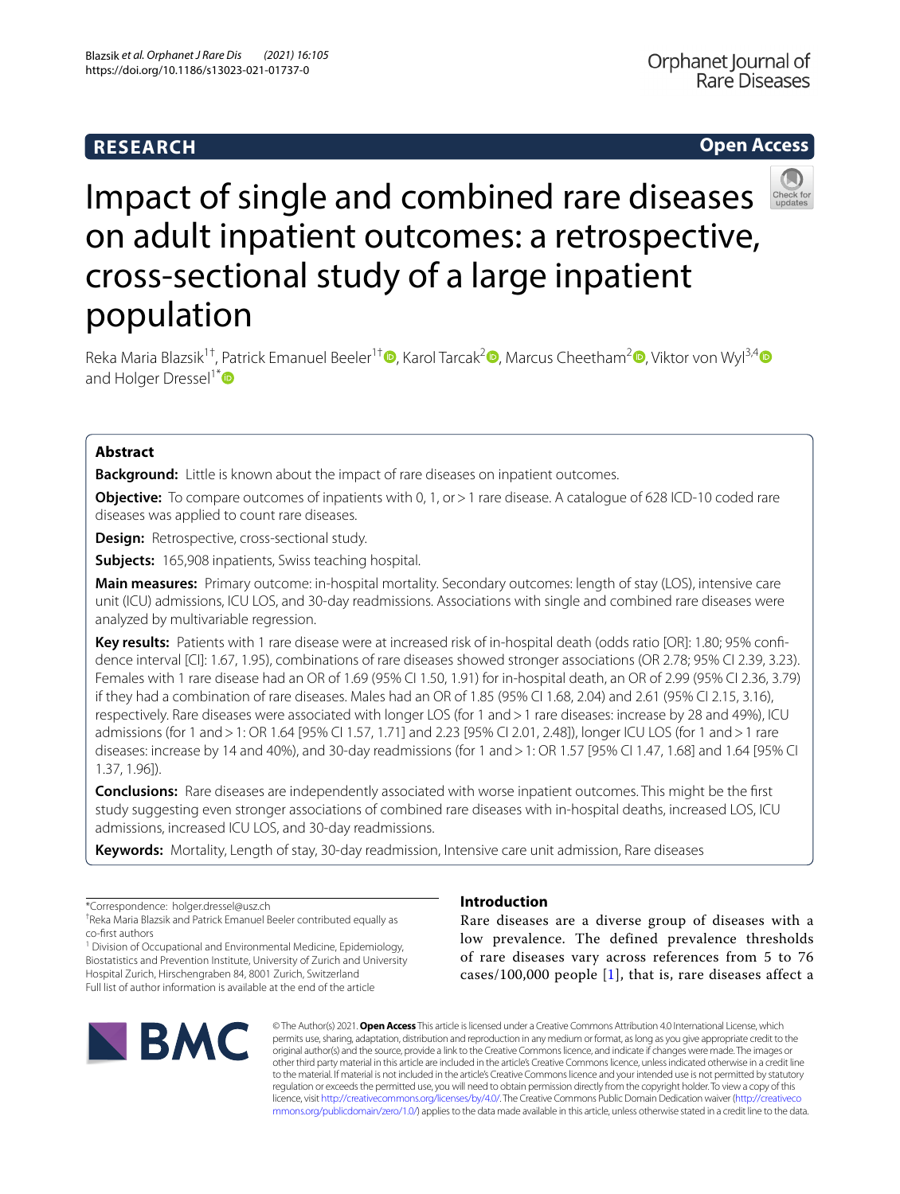RESEARCH

Open Access

# Impact of single and combined rare diseases on adult inpatient outcomes: a retrospective, cross-sectional study of a large inpatient population

Reka Maria Blazsik[1†], Patrick Emanuel Beeler[1†], Karol Tarcak[2], Marcus Cheetham[2], Viktor von Wyl[3,4] and Holger Dressel[1*]

## Abstract

**Background:** Little is known about the impact of rare diseases on inpatient outcomes.

**Objective:** To compare outcomes of inpatients with 0, 1, or > 1 rare disease. A catalogue of 628 ICD-10 coded rare diseases was applied to count rare diseases.

**Design:** Retrospective, cross-sectional study.

**Subjects:** 165,908 inpatients, Swiss teaching hospital.

**Main measures:** Primary outcome: in-hospital mortality. Secondary outcomes: length of stay (LOS), intensive care unit (ICU) admissions, ICU LOS, and 30-day readmissions. Associations with single and combined rare diseases were analyzed by multivariable regression.

**Key results:** Patients with 1 rare disease were at increased risk of in-hospital death (odds ratio [OR]: 1.80; 95% confidence interval [CI]: 1.67, 1.95), combinations of rare diseases showed stronger associations (OR 2.78; 95% CI 2.39, 3.23). Females with 1 rare disease had an OR of 1.69 (95% CI 1.50, 1.91) for in-hospital death, an OR of 2.99 (95% CI 2.36, 3.79) if they had a combination of rare diseases. Males had an OR of 1.85 (95% CI 1.68, 2.04) and 2.61 (95% CI 2.15, 3.16), respectively. Rare diseases were associated with longer LOS (for 1 and > 1 rare diseases: increase by 28 and 49%), ICU admissions (for 1 and > 1: OR 1.64 [95% CI 1.57, 1.71] and 2.23 [95% CI 2.01, 2.48]), longer ICU LOS (for 1 and > 1 rare diseases: increase by 14 and 40%), and 30-day readmissions (for 1 and > 1: OR 1.57 [95% CI 1.47, 1.68] and 1.64 [95% CI 1.37, 1.96]).

**Conclusions:** Rare diseases are independently associated with worse inpatient outcomes. This might be the first study suggesting even stronger associations of combined rare diseases with in-hospital deaths, increased LOS, ICU admissions, increased ICU LOS, and 30-day readmissions.

**Keywords:** Mortality, Length of stay, 30-day readmission, Intensive care unit admission, Rare diseases

*Correspondence: holger.dressel@usz.ch

†Reka Maria Blazsik and Patrick Emanuel Beeler contributed equally as co-first authors

[1] Division of Occupational and Environmental Medicine, Epidemiology, Biostatistics and Prevention Institute, University of Zurich and University Hospital Zurich, Hirschengraben 84, 8001 Zurich, Switzerland

Full list of author information is available at the end of the article

## Introduction

Rare diseases are a diverse group of diseases with a low prevalence. The defined prevalence thresholds of rare diseases vary across references from 5 to 76 cases/100,000 people [1], that is, rare diseases affect a

© The Author(s) 2021. **Open Access** This article is licensed under a Creative Commons Attribution 4.0 International License, which permits use, sharing, adaptation, distribution and reproduction in any medium or format, as long as you give appropriate credit to the original author(s) and the source, provide a link to the Creative Commons licence, and indicate if changes were made. The images or other third party material in this article are included in the article's Creative Commons licence, unless indicated otherwise in a credit line to the material. If material is not included in the article's Creative Commons licence and your intended use is not permitted by statutory regulation or exceeds the permitted use, you will need to obtain permission directly from the copyright holder. To view a copy of this licence, visit http://creativecommons.org/licenses/by/4.0/. The Creative Commons Public Domain Dedication waiver (http://creativecommons.org/publicdomain/zero/1.0/) applies to the data made available in this article, unless otherwise stated in a credit line to the data.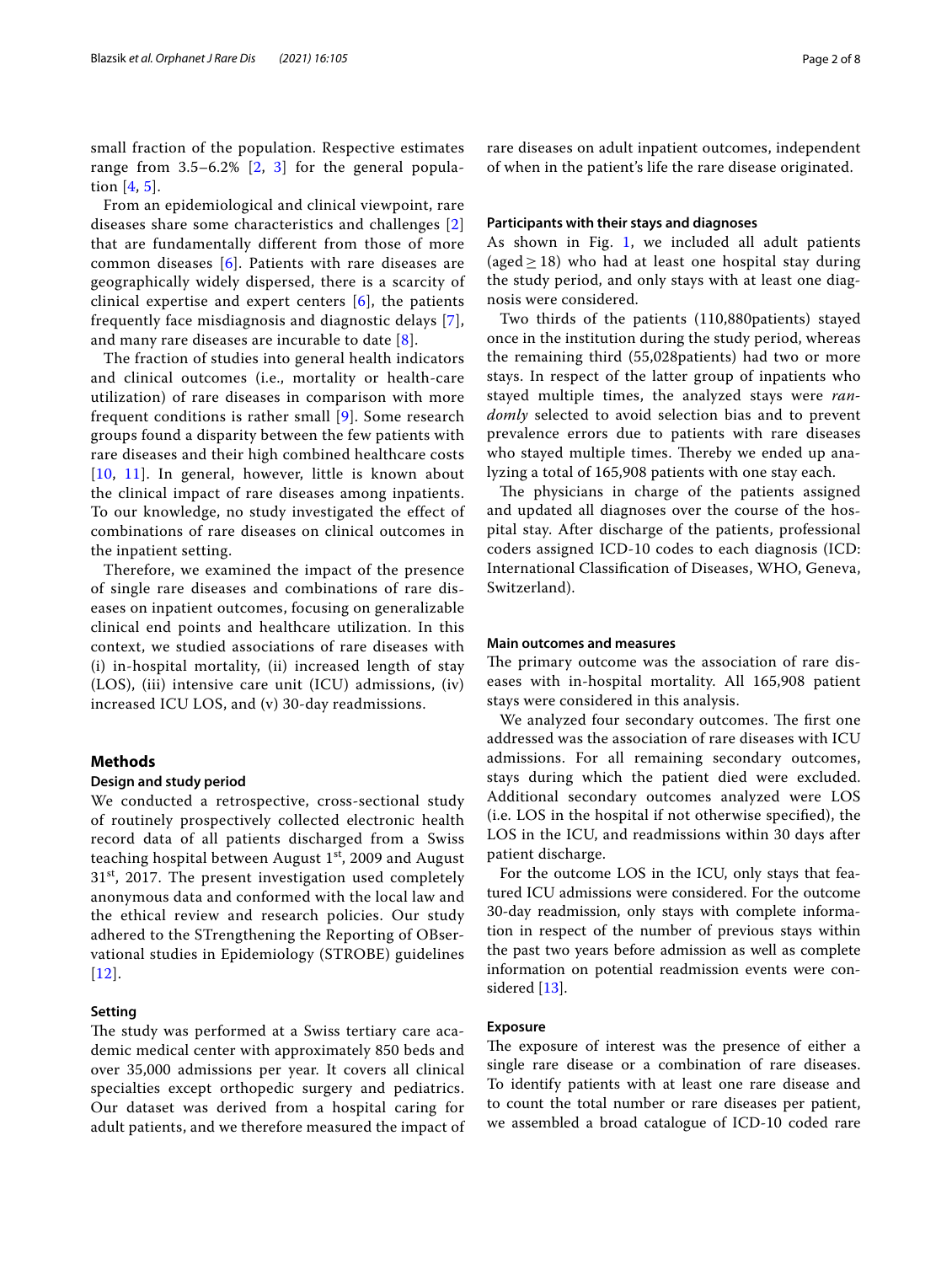small fraction of the population. Respective estimates range from 3.5–6.2% [2, 3] for the general population [4, 5].

From an epidemiological and clinical viewpoint, rare diseases share some characteristics and challenges [2] that are fundamentally different from those of more common diseases [6]. Patients with rare diseases are geographically widely dispersed, there is a scarcity of clinical expertise and expert centers [6], the patients frequently face misdiagnosis and diagnostic delays [7], and many rare diseases are incurable to date [8].

The fraction of studies into general health indicators and clinical outcomes (i.e., mortality or health-care utilization) of rare diseases in comparison with more frequent conditions is rather small [9]. Some research groups found a disparity between the few patients with rare diseases and their high combined healthcare costs [10, 11]. In general, however, little is known about the clinical impact of rare diseases among inpatients. To our knowledge, no study investigated the effect of combinations of rare diseases on clinical outcomes in the inpatient setting.

Therefore, we examined the impact of the presence of single rare diseases and combinations of rare diseases on inpatient outcomes, focusing on generalizable clinical end points and healthcare utilization. In this context, we studied associations of rare diseases with (i) in-hospital mortality, (ii) increased length of stay (LOS), (iii) intensive care unit (ICU) admissions, (iv) increased ICU LOS, and (v) 30-day readmissions.

## Methods

### Design and study period

We conducted a retrospective, cross-sectional study of routinely prospectively collected electronic health record data of all patients discharged from a Swiss teaching hospital between August 1st, 2009 and August 31st, 2017. The present investigation used completely anonymous data and conformed with the local law and the ethical review and research policies. Our study adhered to the STrengthening the Reporting of OBServational studies in Epidemiology (STROBE) guidelines [12].

### Setting

The study was performed at a Swiss tertiary care academic medical center with approximately 850 beds and over 35,000 admissions per year. It covers all clinical specialties except orthopedic surgery and pediatrics. Our dataset was derived from a hospital caring for adult patients, and we therefore measured the impact of rare diseases on adult inpatient outcomes, independent of when in the patient's life the rare disease originated.

### Participants with their stays and diagnoses

As shown in Fig. 1, we included all adult patients (aged ≥ 18) who had at least one hospital stay during the study period, and only stays with at least one diagnosis were considered.

Two thirds of the patients (110,880patients) stayed once in the institution during the study period, whereas the remaining third (55,028patients) had two or more stays. In respect of the latter group of inpatients who stayed multiple times, the analyzed stays were *randomly* selected to avoid selection bias and to prevent prevalence errors due to patients with rare diseases who stayed multiple times. Thereby we ended up analyzing a total of 165,908 patients with one stay each.

The physicians in charge of the patients assigned and updated all diagnoses over the course of the hospital stay. After discharge of the patients, professional coders assigned ICD-10 codes to each diagnosis (ICD: International Classification of Diseases, WHO, Geneva, Switzerland).

### Main outcomes and measures

The primary outcome was the association of rare diseases with in-hospital mortality. All 165,908 patient stays were considered in this analysis.

We analyzed four secondary outcomes. The first one addressed was the association of rare diseases with ICU admissions. For all remaining secondary outcomes, stays during which the patient died were excluded. Additional secondary outcomes analyzed were LOS (i.e. LOS in the hospital if not otherwise specified), the LOS in the ICU, and readmissions within 30 days after patient discharge.

For the outcome LOS in the ICU, only stays that featured ICU admissions were considered. For the outcome 30-day readmission, only stays with complete information in respect of the number of previous stays within the past two years before admission as well as complete information on potential readmission events were considered [13].

### Exposure

The exposure of interest was the presence of either a single rare disease or a combination of rare diseases. To identify patients with at least one rare disease and to count the total number or rare diseases per patient, we assembled a broad catalogue of ICD-10 coded rare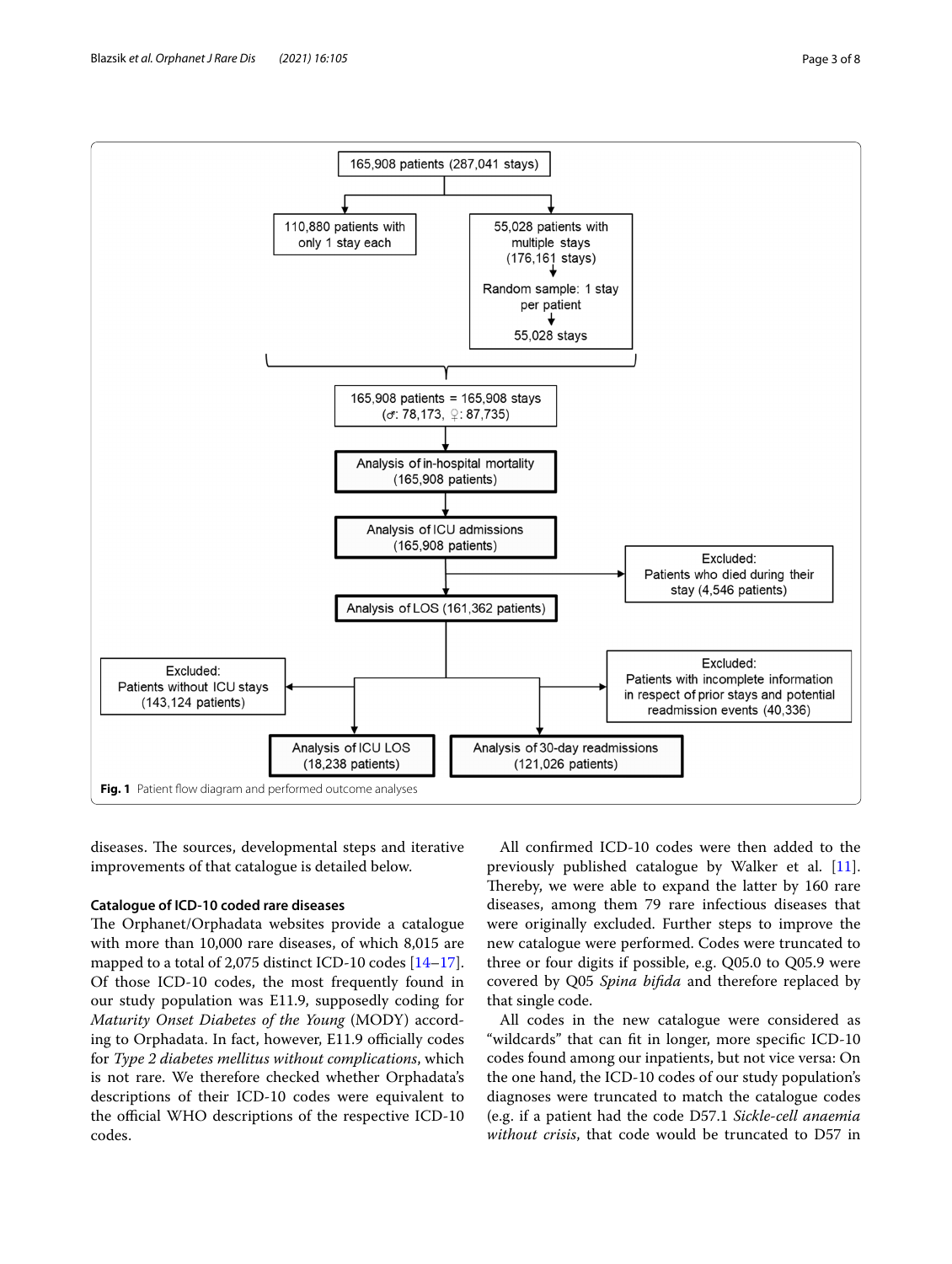165,908 patients (287,041 stays)

110,880 patients with only 1 stay each

55,028 patients with multiple stays (176,161 stays)

Random sample: 1 stay per patient

55,028 stays

165,908 patients = 165,908 stays (♂: 78,173, ♀: 87,735)

Analysis of in-hospital mortality (165,908 patients)

Analysis of ICU admissions (165,908 patients)

Excluded: Patients who died during their stay (4,546 patients)

Analysis of LOS (161,362 patients)

Excluded: Patients without ICU stays (143,124 patients)

Excluded: Patients with incomplete information in respect of prior stays and potential readmission events (40,336)

Analysis of ICU LOS (18,238 patients)

Analysis of 30-day readmissions (121,026 patients)

**Fig. 1** Patient flow diagram and performed outcome analyses

diseases. The sources, developmental steps and iterative improvements of that catalogue is detailed below.

### Catalogue of ICD-10 coded rare diseases

The Orphanet/Orphadata websites provide a catalogue with more than 10,000 rare diseases, of which 8,015 are mapped to a total of 2,075 distinct ICD-10 codes [14–17]. Of those ICD-10 codes, the most frequently found in our study population was E11.9, supposedly coding for *Maturity Onset Diabetes of the Young* (MODY) according to Orphadata. In fact, however, E11.9 officially codes for *Type 2 diabetes mellitus without complications*, which is not rare. We therefore checked whether Orphadata's descriptions of their ICD-10 codes were equivalent to the official WHO descriptions of the respective ICD-10 codes.

All confirmed ICD-10 codes were then added to the previously published catalogue by Walker et al. [11]. Thereby, we were able to expand the latter by 160 rare diseases, among them 79 rare infectious diseases that were originally excluded. Further steps to improve the new catalogue were performed. Codes were truncated to three or four digits if possible, e.g. Q05.0 to Q05.9 were covered by Q05 *Spina bifida* and therefore replaced by that single code.

All codes in the new catalogue were considered as "wildcards" that can fit in longer, more specific ICD-10 codes found among our inpatients, but not vice versa: On the one hand, the ICD-10 codes of our study population's diagnoses were truncated to match the catalogue codes (e.g. if a patient had the code D57.1 *Sickle-cell anaemia without crisis*, that code would be truncated to D57 in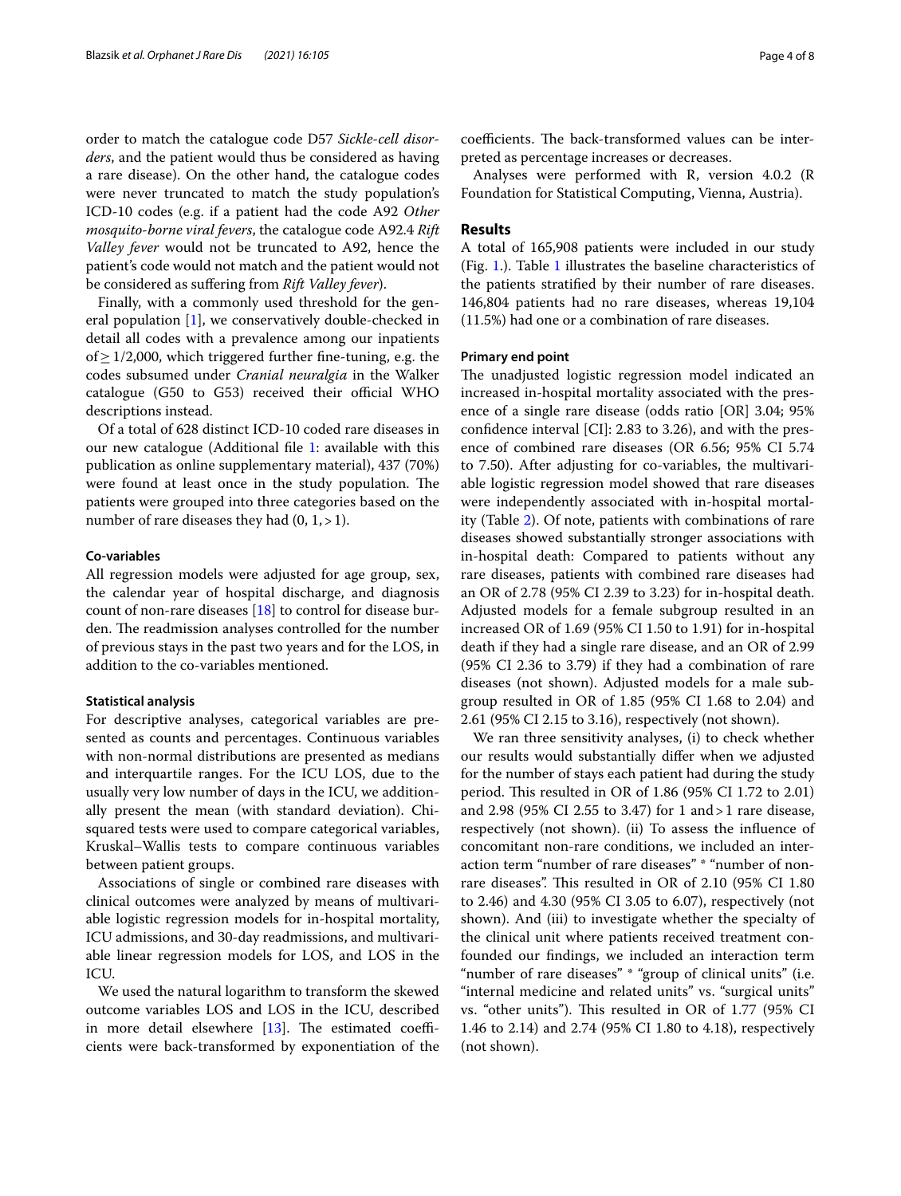order to match the catalogue code D57 *Sickle-cell disorders*, and the patient would thus be considered as having a rare disease). On the other hand, the catalogue codes were never truncated to match the study population's ICD-10 codes (e.g. if a patient had the code A92 *Other mosquito-borne viral fevers*, the catalogue code A92.4 *Rift Valley fever* would not be truncated to A92, hence the patient's code would not match and the patient would not be considered as suffering from *Rift Valley fever*).

Finally, with a commonly used threshold for the general population [1], we conservatively double-checked in detail all codes with a prevalence among our inpatients of $\geq 1/2{,}000$, which triggered further fine-tuning, e.g. the codes subsumed under *Cranial neuralgia* in the Walker catalogue (G50 to G53) received their official WHO descriptions instead.

Of a total of 628 distinct ICD-10 coded rare diseases in our new catalogue (Additional file 1: available with this publication as online supplementary material), 437 (70%) were found at least once in the study population. The patients were grouped into three categories based on the number of rare diseases they had (0, 1, >1).

#### Co-variables

All regression models were adjusted for age group, sex, the calendar year of hospital discharge, and diagnosis count of non-rare diseases [18] to control for disease burden. The readmission analyses controlled for the number of previous stays in the past two years and for the LOS, in addition to the co-variables mentioned.

#### Statistical analysis

For descriptive analyses, categorical variables are presented as counts and percentages. Continuous variables with non-normal distributions are presented as medians and interquartile ranges. For the ICU LOS, due to the usually very low number of days in the ICU, we additionally present the mean (with standard deviation). Chi-squared tests were used to compare categorical variables, Kruskal–Wallis tests to compare continuous variables between patient groups.

Associations of single or combined rare diseases with clinical outcomes were analyzed by means of multivariable logistic regression models for in-hospital mortality, ICU admissions, and 30-day readmissions, and multivariable linear regression models for LOS, and LOS in the ICU.

We used the natural logarithm to transform the skewed outcome variables LOS and LOS in the ICU, described in more detail elsewhere [13]. The estimated coefficients were back-transformed by exponentiation of the coefficients. The back-transformed values can be interpreted as percentage increases or decreases.

Analyses were performed with R, version 4.0.2 (R Foundation for Statistical Computing, Vienna, Austria).

## Results

A total of 165,908 patients were included in our study (Fig. 1.). Table 1 illustrates the baseline characteristics of the patients stratified by their number of rare diseases. 146,804 patients had no rare diseases, whereas 19,104 (11.5%) had one or a combination of rare diseases.

#### Primary end point

The unadjusted logistic regression model indicated an increased in-hospital mortality associated with the presence of a single rare disease (odds ratio [OR] 3.04; 95% confidence interval [CI]: 2.83 to 3.26), and with the presence of combined rare diseases (OR 6.56; 95% CI 5.74 to 7.50). After adjusting for co-variables, the multivariable logistic regression model showed that rare diseases were independently associated with in-hospital mortality (Table 2). Of note, patients with combinations of rare diseases showed substantially stronger associations with in-hospital death: Compared to patients without any rare diseases, patients with combined rare diseases had an OR of 2.78 (95% CI 2.39 to 3.23) for in-hospital death. Adjusted models for a female subgroup resulted in an increased OR of 1.69 (95% CI 1.50 to 1.91) for in-hospital death if they had a single rare disease, and an OR of 2.99 (95% CI 2.36 to 3.79) if they had a combination of rare diseases (not shown). Adjusted models for a male subgroup resulted in OR of 1.85 (95% CI 1.68 to 2.04) and 2.61 (95% CI 2.15 to 3.16), respectively (not shown).

We ran three sensitivity analyses, (i) to check whether our results would substantially differ when we adjusted for the number of stays each patient had during the study period. This resulted in OR of 1.86 (95% CI 1.72 to 2.01) and 2.98 (95% CI 2.55 to 3.47) for 1 and >1 rare disease, respectively (not shown). (ii) To assess the influence of concomitant non-rare conditions, we included an interaction term "number of rare diseases" * "number of non-rare diseases". This resulted in OR of 2.10 (95% CI 1.80 to 2.46) and 4.30 (95% CI 3.05 to 6.07), respectively (not shown). And (iii) to investigate whether the specialty of the clinical unit where patients received treatment confounded our findings, we included an interaction term "number of rare diseases" * "group of clinical units" (i.e. "internal medicine and related units" vs. "surgical units" vs. "other units"). This resulted in OR of 1.77 (95% CI 1.46 to 2.14) and 2.74 (95% CI 1.80 to 4.18), respectively (not shown).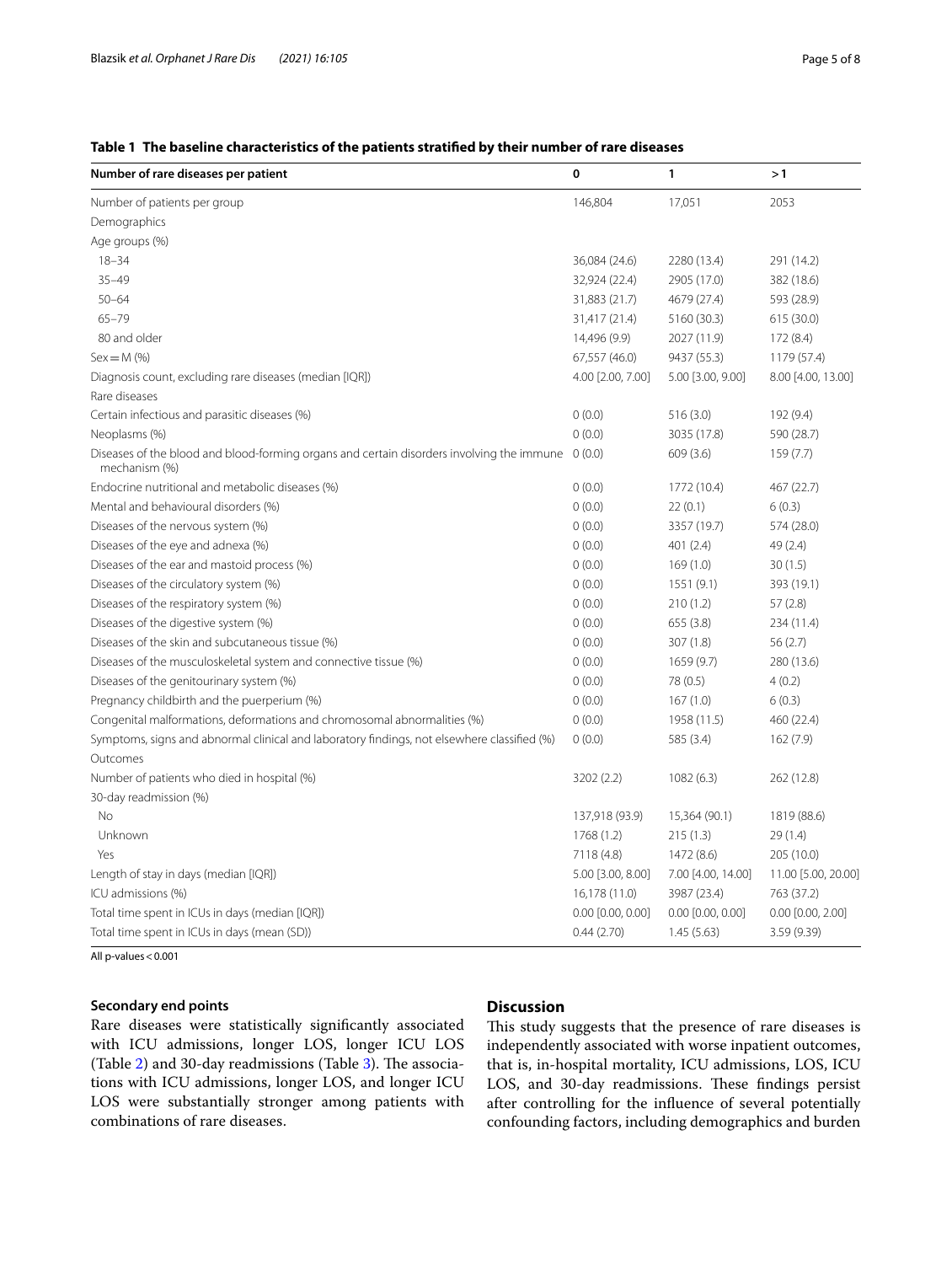**Table 1 The baseline characteristics of the patients stratified by their number of rare diseases**

| Number of rare diseases per patient | 0 | 1 | >1 |
|---|---|---|---|
| Number of patients per group | 146,804 | 17,051 | 2053 |
| Demographics | | | |
| Age groups (%) | | | |
| 18–34 | 36,084 (24.6) | 2280 (13.4) | 291 (14.2) |
| 35–49 | 32,924 (22.4) | 2905 (17.0) | 382 (18.6) |
| 50–64 | 31,883 (21.7) | 4679 (27.4) | 593 (28.9) |
| 65–79 | 31,417 (21.4) | 5160 (30.3) | 615 (30.0) |
| 80 and older | 14,496 (9.9) | 2027 (11.9) | 172 (8.4) |
| Sex = M (%) | 67,557 (46.0) | 9437 (55.3) | 1179 (57.4) |
| Diagnosis count, excluding rare diseases (median [IQR]) | 4.00 [2.00, 7.00] | 5.00 [3.00, 9.00] | 8.00 [4.00, 13.00] |
| Rare diseases | | | |
| Certain infectious and parasitic diseases (%) | 0 (0.0) | 516 (3.0) | 192 (9.4) |
| Neoplasms (%) | 0 (0.0) | 3035 (17.8) | 590 (28.7) |
| Diseases of the blood and blood-forming organs and certain disorders involving the immune mechanism (%) | 0 (0.0) | 609 (3.6) | 159 (7.7) |
| Endocrine nutritional and metabolic diseases (%) | 0 (0.0) | 1772 (10.4) | 467 (22.7) |
| Mental and behavioural disorders (%) | 0 (0.0) | 22 (0.1) | 6 (0.3) |
| Diseases of the nervous system (%) | 0 (0.0) | 3357 (19.7) | 574 (28.0) |
| Diseases of the eye and adnexa (%) | 0 (0.0) | 401 (2.4) | 49 (2.4) |
| Diseases of the ear and mastoid process (%) | 0 (0.0) | 169 (1.0) | 30 (1.5) |
| Diseases of the circulatory system (%) | 0 (0.0) | 1551 (9.1) | 393 (19.1) |
| Diseases of the respiratory system (%) | 0 (0.0) | 210 (1.2) | 57 (2.8) |
| Diseases of the digestive system (%) | 0 (0.0) | 655 (3.8) | 234 (11.4) |
| Diseases of the skin and subcutaneous tissue (%) | 0 (0.0) | 307 (1.8) | 56 (2.7) |
| Diseases of the musculoskeletal system and connective tissue (%) | 0 (0.0) | 1659 (9.7) | 280 (13.6) |
| Diseases of the genitourinary system (%) | 0 (0.0) | 78 (0.5) | 4 (0.2) |
| Pregnancy childbirth and the puerperium (%) | 0 (0.0) | 167 (1.0) | 6 (0.3) |
| Congenital malformations, deformations and chromosomal abnormalities (%) | 0 (0.0) | 1958 (11.5) | 460 (22.4) |
| Symptoms, signs and abnormal clinical and laboratory findings, not elsewhere classified (%) | 0 (0.0) | 585 (3.4) | 162 (7.9) |
| Outcomes | | | |
| Number of patients who died in hospital (%) | 3202 (2.2) | 1082 (6.3) | 262 (12.8) |
| 30-day readmission (%) | | | |
| No | 137,918 (93.9) | 15,364 (90.1) | 1819 (88.6) |
| Unknown | 1768 (1.2) | 215 (1.3) | 29 (1.4) |
| Yes | 7118 (4.8) | 1472 (8.6) | 205 (10.0) |
| Length of stay in days (median [IQR]) | 5.00 [3.00, 8.00] | 7.00 [4.00, 14.00] | 11.00 [5.00, 20.00] |
| ICU admissions (%) | 16,178 (11.0) | 3987 (23.4) | 763 (37.2) |
| Total time spent in ICUs in days (median [IQR]) | 0.00 [0.00, 0.00] | 0.00 [0.00, 0.00] | 0.00 [0.00, 2.00] |
| Total time spent in ICUs in days (mean (SD)) | 0.44 (2.70) | 1.45 (5.63) | 3.59 (9.39) |

All p-values < 0.001

### Secondary end points

Rare diseases were statistically significantly associated with ICU admissions, longer LOS, longer ICU LOS (Table 2) and 30-day readmissions (Table 3). The associations with ICU admissions, longer LOS, and longer ICU LOS were substantially stronger among patients with combinations of rare diseases.

## Discussion

This study suggests that the presence of rare diseases is independently associated with worse inpatient outcomes, that is, in-hospital mortality, ICU admissions, LOS, ICU LOS, and 30-day readmissions. These findings persist after controlling for the influence of several potentially confounding factors, including demographics and burden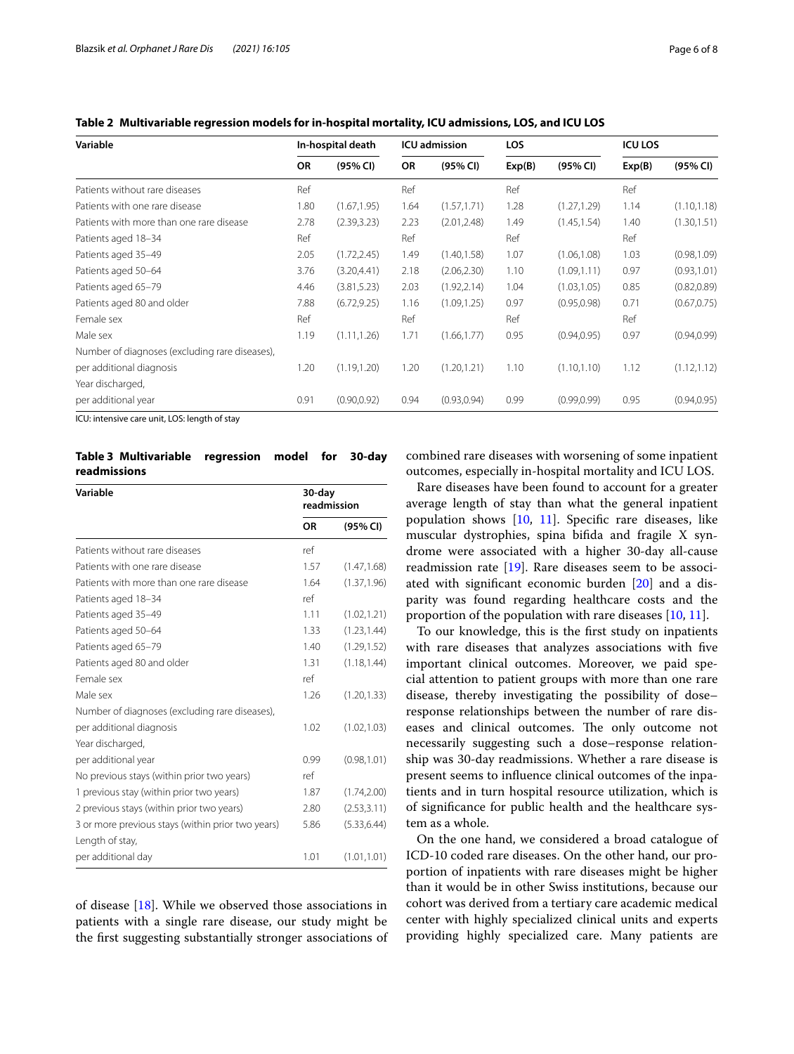**Table 2 Multivariable regression models for in-hospital mortality, ICU admissions, LOS, and ICU LOS**

| Variable | In-hospital death | | ICU admission | | LOS | | ICU LOS | |
|---|---|---|---|---|---|---|---|---|
| | OR | (95% CI) | OR | (95% CI) | Exp(B) | (95% CI) | Exp(B) | (95% CI) |
| Patients without rare diseases | Ref | | Ref | | Ref | | Ref | |
| Patients with one rare disease | 1.80 | (1.67,1.95) | 1.64 | (1.57,1.71) | 1.28 | (1.27,1.29) | 1.14 | (1.10,1.18) |
| Patients with more than one rare disease | 2.78 | (2.39,3.23) | 2.23 | (2.01,2.48) | 1.49 | (1.45,1.54) | 1.40 | (1.30,1.51) |
| Patients aged 18–34 | Ref | | Ref | | Ref | | Ref | |
| Patients aged 35–49 | 2.05 | (1.72,2.45) | 1.49 | (1.40,1.58) | 1.07 | (1.06,1.08) | 1.03 | (0.98,1.09) |
| Patients aged 50–64 | 3.76 | (3.20,4.41) | 2.18 | (2.06,2.30) | 1.10 | (1.09,1.11) | 0.97 | (0.93,1.01) |
| Patients aged 65–79 | 4.46 | (3.81,5.23) | 2.03 | (1.92,2.14) | 1.04 | (1.03,1.05) | 0.85 | (0.82,0.89) |
| Patients aged 80 and older | 7.88 | (6.72,9.25) | 1.16 | (1.09,1.25) | 0.97 | (0.95,0.98) | 0.71 | (0.67,0.75) |
| Female sex | Ref | | Ref | | Ref | | Ref | |
| Male sex | 1.19 | (1.11,1.26) | 1.71 | (1.66,1.77) | 0.95 | (0.94,0.95) | 0.97 | (0.94,0.99) |
| Number of diagnoses (excluding rare diseases), per additional diagnosis | 1.20 | (1.19,1.20) | 1.20 | (1.20,1.21) | 1.10 | (1.10,1.10) | 1.12 | (1.12,1.12) |
| Year discharged, per additional year | 0.91 | (0.90,0.92) | 0.94 | (0.93,0.94) | 0.99 | (0.99,0.99) | 0.95 | (0.94,0.95) |

ICU: intensive care unit, LOS: length of stay

**Table 3 Multivariable regression model for 30-day readmissions**

| Variable | 30-day readmission | |
|---|---|---|
| | OR | (95% CI) |
| Patients without rare diseases | ref | |
| Patients with one rare disease | 1.57 | (1.47,1.68) |
| Patients with more than one rare disease | 1.64 | (1.37,1.96) |
| Patients aged 18–34 | ref | |
| Patients aged 35–49 | 1.11 | (1.02,1.21) |
| Patients aged 50–64 | 1.33 | (1.23,1.44) |
| Patients aged 65–79 | 1.40 | (1.29,1.52) |
| Patients aged 80 and older | 1.31 | (1.18,1.44) |
| Female sex | ref | |
| Male sex | 1.26 | (1.20,1.33) |
| Number of diagnoses (excluding rare diseases), per additional diagnosis | 1.02 | (1.02,1.03) |
| Year discharged, per additional year | 0.99 | (0.98,1.01) |
| No previous stays (within prior two years) | ref | |
| 1 previous stay (within prior two years) | 1.87 | (1.74,2.00) |
| 2 previous stays (within prior two years) | 2.80 | (2.53,3.11) |
| 3 or more previous stays (within prior two years) | 5.86 | (5.33,6.44) |
| Length of stay, per additional day | 1.01 | (1.01,1.01) |

of disease [18]. While we observed those associations in patients with a single rare disease, our study might be the first suggesting substantially stronger associations of combined rare diseases with worsening of some inpatient outcomes, especially in-hospital mortality and ICU LOS.

Rare diseases have been found to account for a greater average length of stay than what the general inpatient population shows [10, 11]. Specific rare diseases, like muscular dystrophies, spina bifida and fragile X syndrome were associated with a higher 30-day all-cause readmission rate [19]. Rare diseases seem to be associated with significant economic burden [20] and a disparity was found regarding healthcare costs and the proportion of the population with rare diseases [10, 11].

To our knowledge, this is the first study on inpatients with rare diseases that analyzes associations with five important clinical outcomes. Moreover, we paid special attention to patient groups with more than one rare disease, thereby investigating the possibility of dose–response relationships between the number of rare diseases and clinical outcomes. The only outcome not necessarily suggesting such a dose–response relationship was 30-day readmissions. Whether a rare disease is present seems to influence clinical outcomes of the inpatients and in turn hospital resource utilization, which is of significance for public health and the healthcare system as a whole.

On the one hand, we considered a broad catalogue of ICD-10 coded rare diseases. On the other hand, our proportion of inpatients with rare diseases might be higher than it would be in other Swiss institutions, because our cohort was derived from a tertiary care academic medical center with highly specialized clinical units and experts providing highly specialized care. Many patients are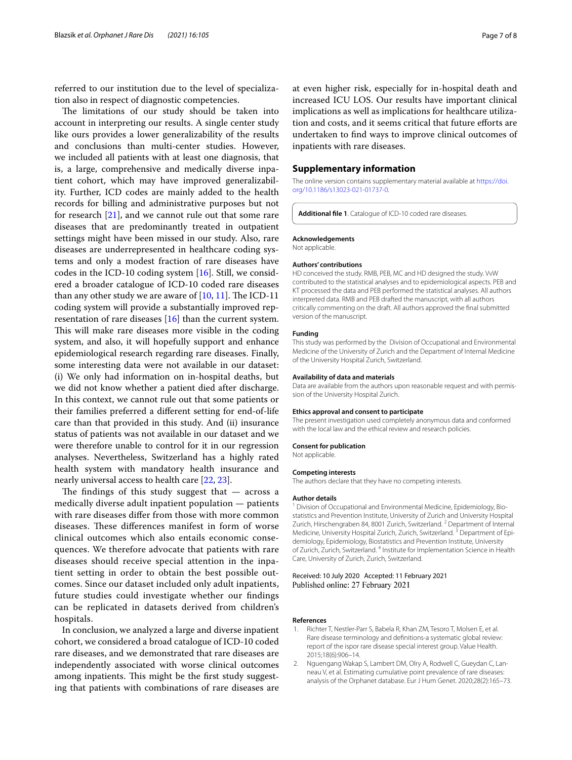referred to our institution due to the level of specialization also in respect of diagnostic competencies.

The limitations of our study should be taken into account in interpreting our results. A single center study like ours provides a lower generalizability of the results and conclusions than multi-center studies. However, we included all patients with at least one diagnosis, that is, a large, comprehensive and medically diverse inpatient cohort, which may have improved generalizability. Further, ICD codes are mainly added to the health records for billing and administrative purposes but not for research [21], and we cannot rule out that some rare diseases that are predominantly treated in outpatient settings might have been missed in our study. Also, rare diseases are underrepresented in healthcare coding systems and only a modest fraction of rare diseases have codes in the ICD-10 coding system [16]. Still, we considered a broader catalogue of ICD-10 coded rare diseases than any other study we are aware of [10, 11]. The ICD-11 coding system will provide a substantially improved representation of rare diseases [16] than the current system. This will make rare diseases more visible in the coding system, and also, it will hopefully support and enhance epidemiological research regarding rare diseases. Finally, some interesting data were not available in our dataset: (i) We only had information on in-hospital deaths, but we did not know whether a patient died after discharge. In this context, we cannot rule out that some patients or their families preferred a different setting for end-of-life care than that provided in this study. And (ii) insurance status of patients was not available in our dataset and we were therefore unable to control for it in our regression analyses. Nevertheless, Switzerland has a highly rated health system with mandatory health insurance and nearly universal access to health care [22, 23].

The findings of this study suggest that — across a medically diverse adult inpatient population — patients with rare diseases differ from those with more common diseases. These differences manifest in form of worse clinical outcomes which also entails economic consequences. We therefore advocate that patients with rare diseases should receive special attention in the inpatient setting in order to obtain the best possible outcomes. Since our dataset included only adult inpatients, future studies could investigate whether our findings can be replicated in datasets derived from children's hospitals.

In conclusion, we analyzed a large and diverse inpatient cohort, we considered a broad catalogue of ICD-10 coded rare diseases, and we demonstrated that rare diseases are independently associated with worse clinical outcomes among inpatients. This might be the first study suggesting that patients with combinations of rare diseases are at even higher risk, especially for in-hospital death and increased ICU LOS. Our results have important clinical implications as well as implications for healthcare utilization and costs, and it seems critical that future efforts are undertaken to find ways to improve clinical outcomes of inpatients with rare diseases.

## Supplementary information

The online version contains supplementary material available at https://doi.org/10.1186/s13023-021-01737-0.

**Additional file 1**. Catalogue of ICD-10 coded rare diseases.

#### Acknowledgements
Not applicable.

#### Authors' contributions
HD conceived the study. RMB, PEB, MC and HD designed the study. VvW contributed to the statistical analyses and to epidemiological aspects. PEB and KT processed the data and PEB performed the statistical analyses. All authors interpreted data. RMB and PEB drafted the manuscript, with all authors critically commenting on the draft. All authors approved the final submitted version of the manuscript.

#### Funding
This study was performed by the Division of Occupational and Environmental Medicine of the University of Zurich and the Department of Internal Medicine of the University Hospital Zurich, Switzerland.

#### Availability of data and materials
Data are available from the authors upon reasonable request and with permission of the University Hospital Zurich.

#### Ethics approval and consent to participate
The present investigation used completely anonymous data and conformed with the local law and the ethical review and research policies.

#### Consent for publication
Not applicable.

#### Competing interests
The authors declare that they have no competing interests.

#### Author details
[1] Division of Occupational and Environmental Medicine, Epidemiology, Biostatistics and Prevention Institute, University of Zurich and University Hospital Zurich, Hirschengraben 84, 8001 Zurich, Switzerland. [2] Department of Internal Medicine, University Hospital Zurich, Zurich, Switzerland. [3] Department of Epidemiology, Epidemiology, Biostatistics and Prevention Institute, University of Zurich, Zurich, Switzerland. [4] Institute for Implementation Science in Health Care, University of Zurich, Zurich, Switzerland.

Received: 10 July 2020 Accepted: 11 February 2021
Published online: 27 February 2021

#### References

1. Richter T, Nestler-Parr S, Babela R, Khan ZM, Tesoro T, Molsen E, et al. Rare disease terminology and definitions-a systematic global review: report of the ispor rare disease special interest group. Value Health. 2015;18(6):906–14.
2. Nguengang Wakap S, Lambert DM, Olry A, Rodwell C, Gueydan C, Lanneau V, et al. Estimating cumulative point prevalence of rare diseases: analysis of the Orphanet database. Eur J Hum Genet. 2020;28(2):165–73.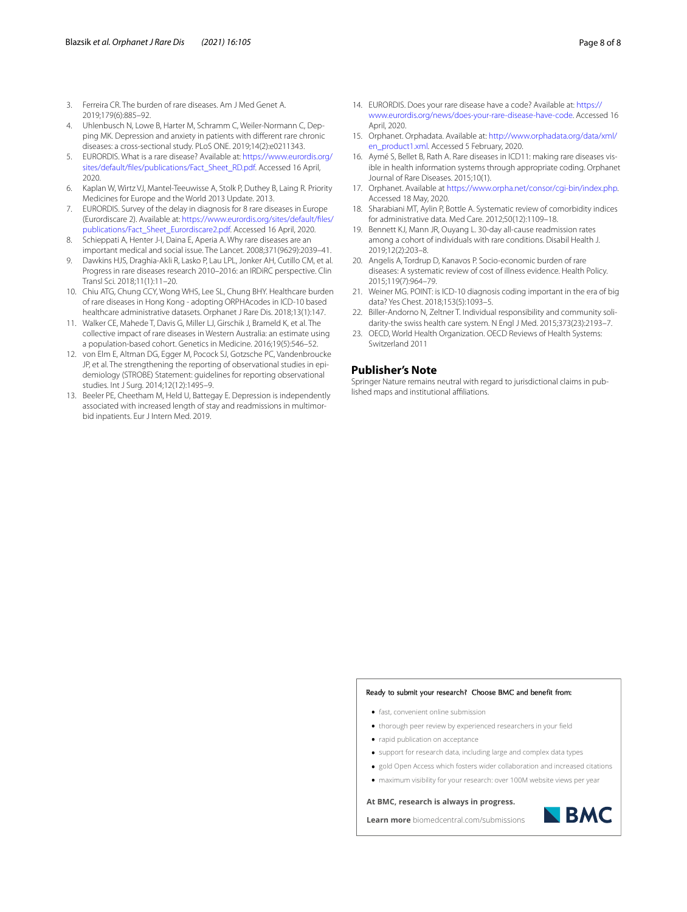3. Ferreira CR. The burden of rare diseases. Am J Med Genet A. 2019;179(6):885–92.
4. Uhlenbusch N, Lowe B, Harter M, Schramm C, Weiler-Normann C, Depping MK. Depression and anxiety in patients with different rare chronic diseases: a cross-sectional study. PLoS ONE. 2019;14(2):e0211343.
5. EURORDIS. What is a rare disease? Available at: https://www.eurordis.org/sites/default/files/publications/Fact_Sheet_RD.pdf. Accessed 16 April, 2020.
6. Kaplan W, Wirtz VJ, Mantel-Teeuwisse A, Stolk P, Duthey B, Laing R. Priority Medicines for Europe and the World 2013 Update. 2013.
7. EURORDIS. Survey of the delay in diagnosis for 8 rare diseases in Europe (Eurordiscare 2). Available at: https://www.eurordis.org/sites/default/files/publications/Fact_Sheet_Eurordiscare2.pdf. Accessed 16 April, 2020.
8. Schieppati A, Henter J-I, Daina E, Aperia A. Why rare diseases are an important medical and social issue. The Lancet. 2008;371(9629):2039–41.
9. Dawkins HJS, Draghia-Akli R, Lasko P, Lau LPL, Jonker AH, Cutillo CM, et al. Progress in rare diseases research 2010–2016: an IRDiRC perspective. Clin Transl Sci. 2018;11(1):11–20.
10. Chiu ATG, Chung CCY, Wong WHS, Lee SL, Chung BHY. Healthcare burden of rare diseases in Hong Kong - adopting ORPHAcodes in ICD-10 based healthcare administrative datasets. Orphanet J Rare Dis. 2018;13(1):147.
11. Walker CE, Mahede T, Davis G, Miller LJ, Girschik J, Brameld K, et al. The collective impact of rare diseases in Western Australia: an estimate using a population-based cohort. Genetics in Medicine. 2016;19(5):546–52.
12. von Elm E, Altman DG, Egger M, Pocock SJ, Gotzsche PC, Vandenbroucke JP, et al. The strengthening the reporting of observational studies in epidemiology (STROBE) Statement: guidelines for reporting observational studies. Int J Surg. 2014;12(12):1495–9.
13. Beeler PE, Cheetham M, Held U, Battegay E. Depression is independently associated with increased length of stay and readmissions in multimorbid inpatients. Eur J Intern Med. 2019.
14. EURORDIS. Does your rare disease have a code? Available at: https://www.eurordis.org/news/does-your-rare-disease-have-code. Accessed 16 April, 2020.
15. Orphanet. Orphadata. Available at: http://www.orphadata.org/data/xml/en_product1.xml. Accessed 5 February, 2020.
16. Aymé S, Bellet B, Rath A. Rare diseases in ICD11: making rare diseases visible in health information systems through appropriate coding. Orphanet Journal of Rare Diseases. 2015;10(1).
17. Orphanet. Available at https://www.orpha.net/consor/cgi-bin/index.php. Accessed 18 May, 2020.
18. Sharabiani MT, Aylin P, Bottle A. Systematic review of comorbidity indices for administrative data. Med Care. 2012;50(12):1109–18.
19. Bennett KJ, Mann JR, Ouyang L. 30-day all-cause readmission rates among a cohort of individuals with rare conditions. Disabil Health J. 2019;12(2):203–8.
20. Angelis A, Tordrup D, Kanavos P. Socio-economic burden of rare diseases: A systematic review of cost of illness evidence. Health Policy. 2015;119(7):964–79.
21. Weiner MG. POINT: is ICD-10 diagnosis coding important in the era of big data? Yes Chest. 2018;153(5):1093–5.
22. Biller-Andorno N, Zeltner T. Individual responsibility and community solidarity-the swiss health care system. N Engl J Med. 2015;373(23):2193–7.
23. OECD, World Health Organization. OECD Reviews of Health Systems: Switzerland 2011

## Publisher's Note

Springer Nature remains neutral with regard to jurisdictional claims in published maps and institutional affiliations.

Ready to submit your research? Choose BMC and benefit from:

- fast, convenient online submission
- thorough peer review by experienced researchers in your field
- rapid publication on acceptance
- support for research data, including large and complex data types
- gold Open Access which fosters wider collaboration and increased citations
- maximum visibility for your research: over 100M website views per year

**At BMC, research is always in progress.**

**Learn more** biomedcentral.com/submissions

BMC